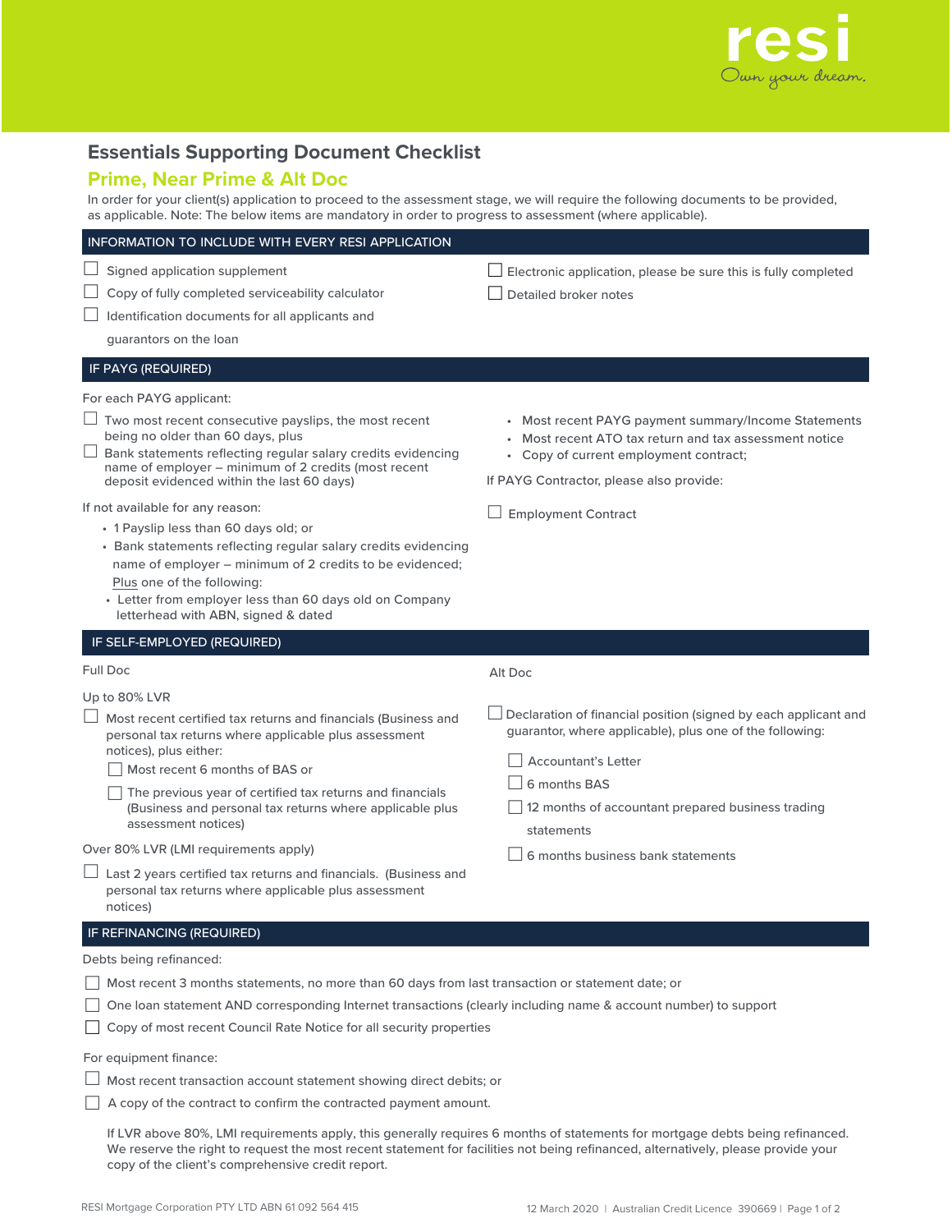resi
Own your dream.

# Essentials Supporting Document Checklist

## Prime, Near Prime & Alt Doc

In order for your client(s) application to proceed to the assessment stage, we will require the following documents to be provided, as applicable. Note: The below items are mandatory in order to progress to assessment (where applicable).

### INFORMATION TO INCLUDE WITH EVERY RESI APPLICATION

- ☐ Signed application supplement
- ☐ Copy of fully completed serviceability calculator
- ☐ Identification documents for all applicants and guarantors on the loan
- ☐ Electronic application, please be sure this is fully completed
- ☐ Detailed broker notes

### IF PAYG (REQUIRED)

For each PAYG applicant:

- ☐ Two most recent consecutive payslips, the most recent being no older than 60 days, plus
- ☐ Bank statements reflecting regular salary credits evidencing name of employer – minimum of 2 credits (most recent deposit evidenced within the last 60 days)

If not available for any reason:

- 1 Payslip less than 60 days old; or
- Bank statements reflecting regular salary credits evidencing name of employer – minimum of 2 credits to be evidenced; Plus one of the following:
- Letter from employer less than 60 days old on Company letterhead with ABN, signed & dated
- Most recent PAYG payment summary/Income Statements
- Most recent ATO tax return and tax assessment notice
- Copy of current employment contract;

If PAYG Contractor, please also provide:

- ☐ Employment Contract

### IF SELF-EMPLOYED (REQUIRED)

Full Doc

Up to 80% LVR

- ☐ Most recent certified tax returns and financials (Business and personal tax returns where applicable plus assessment notices), plus either:
  - ☐ Most recent 6 months of BAS or
  - ☐ The previous year of certified tax returns and financials (Business and personal tax returns where applicable plus assessment notices)

Over 80% LVR (LMI requirements apply)

- ☐ Last 2 years certified tax returns and financials. (Business and personal tax returns where applicable plus assessment notices)

Alt Doc

- ☐ Declaration of financial position (signed by each applicant and guarantor, where applicable), plus one of the following:
  - ☐ Accountant's Letter
  - ☐ 6 months BAS
  - ☐ 12 months of accountant prepared business trading statements
  - ☐ 6 months business bank statements

### IF REFINANCING (REQUIRED)

Debts being refinanced:

- ☐ Most recent 3 months statements, no more than 60 days from last transaction or statement date; or
- ☐ One loan statement AND corresponding Internet transactions (clearly including name & account number) to support
- ☐ Copy of most recent Council Rate Notice for all security properties

For equipment finance:

- ☐ Most recent transaction account statement showing direct debits; or
- ☐ A copy of the contract to confirm the contracted payment amount.

If LVR above 80%, LMI requirements apply, this generally requires 6 months of statements for mortgage debts being refinanced. We reserve the right to request the most recent statement for facilities not being refinanced, alternatively, please provide your copy of the client's comprehensive credit report.

RESI Mortgage Corporation PTY LTD ABN 61 092 564 415 | 12 March 2020 | Australian Credit Licence 390669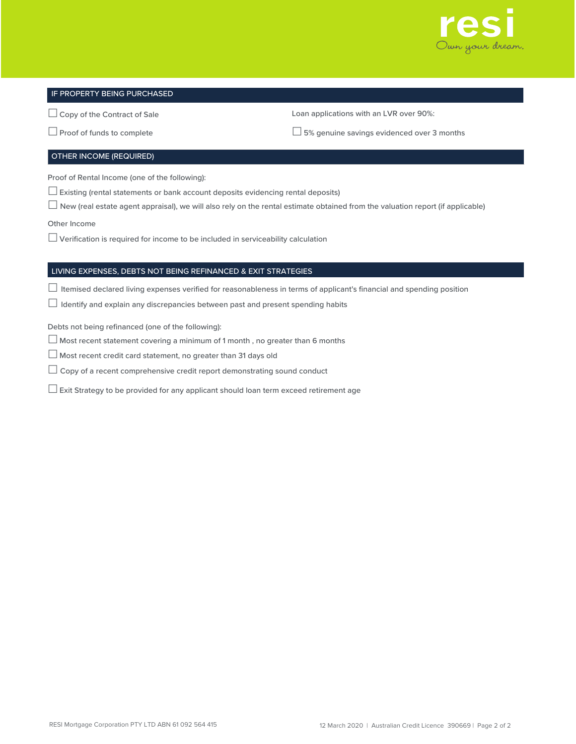## IF PROPERTY BEING PURCHASED

- ☐ Copy of the Contract of Sale
- ☐ Proof of funds to complete

Loan applications with an LVR over 90%:

- ☐ 5% genuine savings evidenced over 3 months

## OTHER INCOME (REQUIRED)

Proof of Rental Income (one of the following):

- ☐ Existing (rental statements or bank account deposits evidencing rental deposits)
- ☐ New (real estate agent appraisal), we will also rely on the rental estimate obtained from the valuation report (if applicable)

Other Income

- ☐ Verification is required for income to be included in serviceability calculation

## LIVING EXPENSES, DEBTS NOT BEING REFINANCED & EXIT STRATEGIES

- ☐ Itemised declared living expenses verified for reasonableness in terms of applicant's financial and spending position
- ☐ Identify and explain any discrepancies between past and present spending habits

Debts not being refinanced (one of the following):

- ☐ Most recent statement covering a minimum of 1 month , no greater than 6 months
- ☐ Most recent credit card statement, no greater than 31 days old
- ☐ Copy of a recent comprehensive credit report demonstrating sound conduct

- ☐ Exit Strategy to be provided for any applicant should loan term exceed retirement age